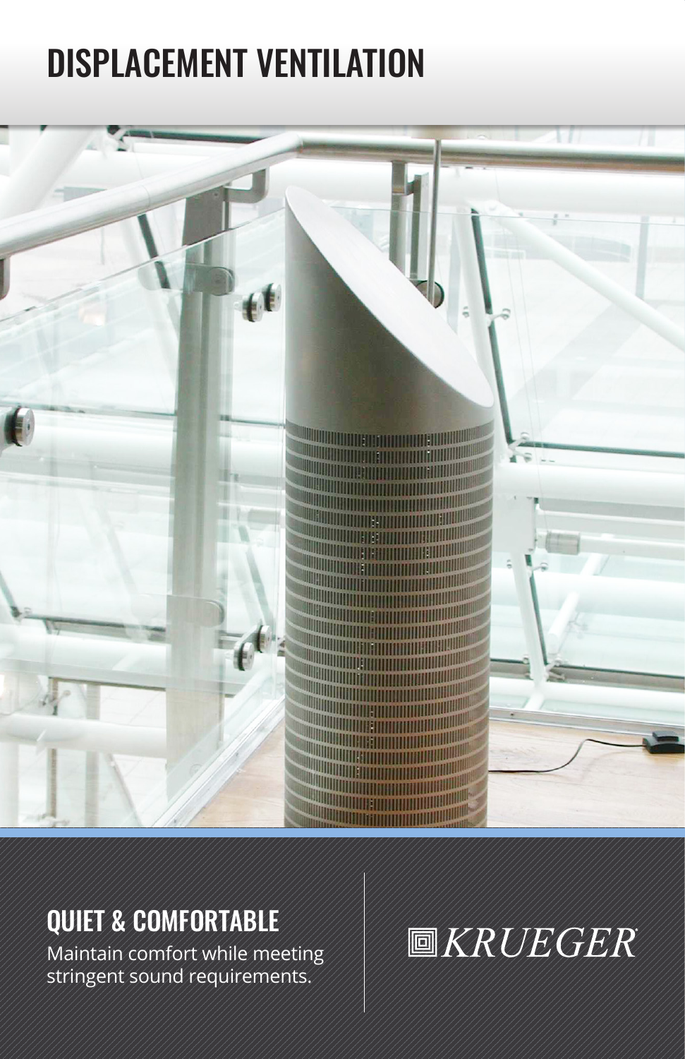# DISPLACEMENT VENTILATION

## QUIET & COMFORTABLE

Maintain comfort while meeting stringent sound requirements.

KRUEGER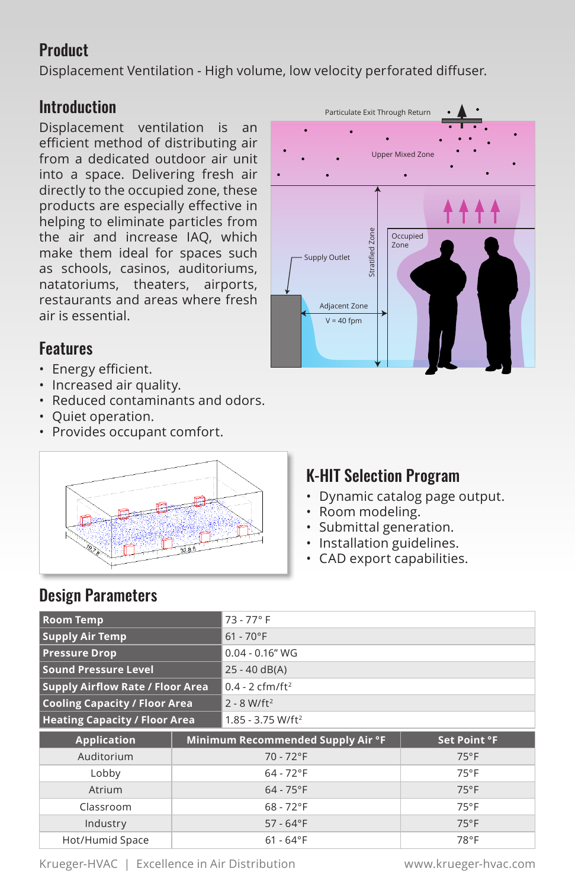## Product

Displacement Ventilation - High volume, low velocity perforated diffuser.

## Introduction

Displacement ventilation is an efficient method of distributing air from a dedicated outdoor air unit into a space. Delivering fresh air directly to the occupied zone, these products are especially effective in helping to eliminate particles from the air and increase IAQ, which make them ideal for spaces such as schools, casinos, auditoriums, natatoriums, theaters, airports, restaurants and areas where fresh air is essential.

Particulate Exit Through Return

Upper Mixed Zone

Stratified Zone

Occupied Zone

Supply Outlet

Adjacent Zone

V = 40 fpm

## Features

- Energy efficient.
- Increased air quality.
- Reduced contaminants and odors.
- Quiet operation.
- Provides occupant comfort.

## K-HIT Selection Program

- Dynamic catalog page output.
- Room modeling.
- Submittal generation.
- Installation guidelines.
- CAD export capabilities.

## Design Parameters

| | |
|---|---|
| **Room Temp** | 73 - 77° F |
| **Supply Air Temp** | 61 - 70°F |
| **Pressure Drop** | 0.04 - 0.16" WG |
| **Sound Pressure Level** | 25 - 40 dB(A) |
| **Supply Airflow Rate / Floor Area** | 0.4 - 2 cfm/ft$^2$ |
| **Cooling Capacity / Floor Area** | 2 - 8 W/ft$^2$ |
| **Heating Capacity / Floor Area** | 1.85 - 3.75 W/ft$^2$ |

| Application | Minimum Recommended Supply Air °F | Set Point °F |
|---|---|---|
| Auditorium | 70 - 72°F | 75°F |
| Lobby | 64 - 72°F | 75°F |
| Atrium | 64 - 75°F | 75°F |
| Classroom | 68 - 72°F | 75°F |
| Industry | 57 - 64°F | 75°F |
| Hot/Humid Space | 61 - 64°F | 78°F |